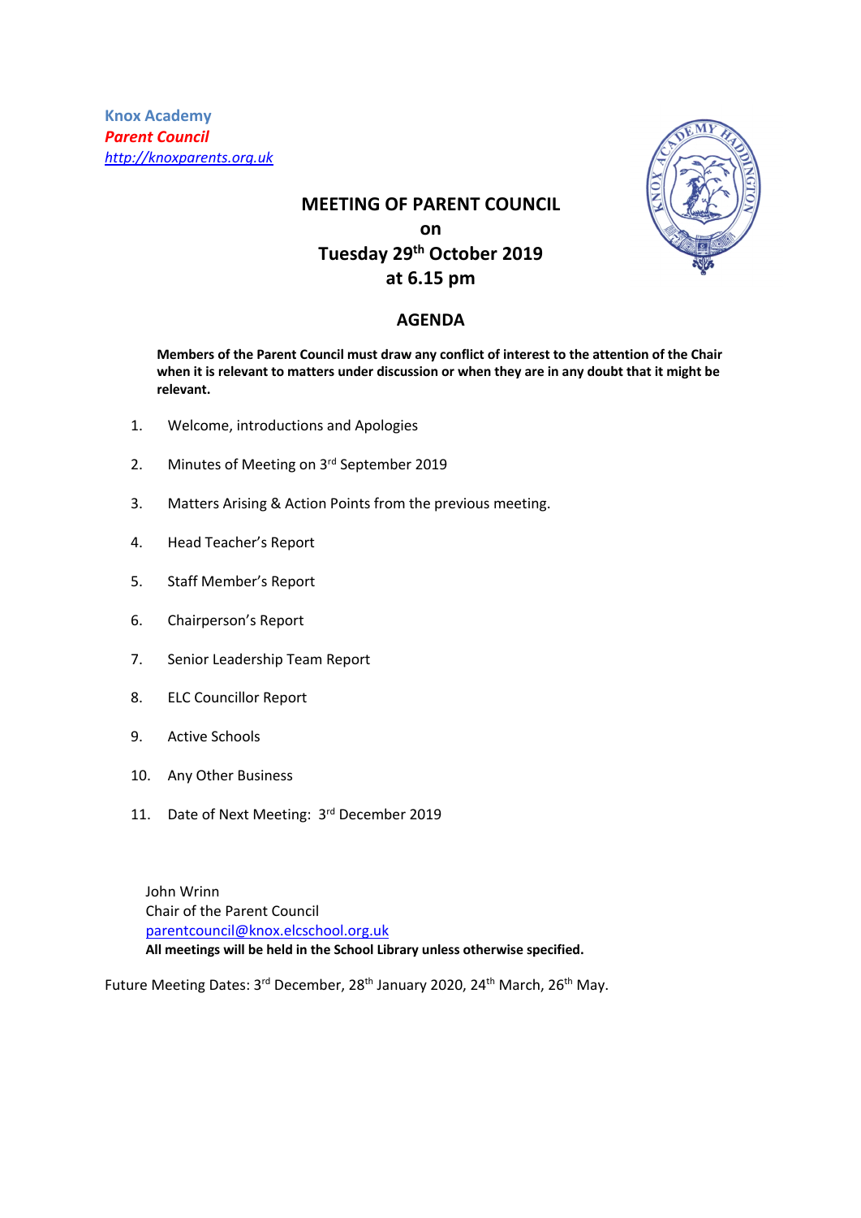**Knox Academy**
***Parent Council***
*http://knoxparents.org.uk*

# MEETING OF PARENT COUNCIL
**on**
**Tuesday 29th October 2019**
**at 6.15 pm**

## AGENDA

**Members of the Parent Council must draw any conflict of interest to the attention of the Chair when it is relevant to matters under discussion or when they are in any doubt that it might be relevant.**

1. Welcome, introductions and Apologies
2. Minutes of Meeting on 3rd September 2019
3. Matters Arising & Action Points from the previous meeting.
4. Head Teacher's Report
5. Staff Member's Report
6. Chairperson's Report
7. Senior Leadership Team Report
8. ELC Councillor Report
9. Active Schools
10. Any Other Business
11. Date of Next Meeting: 3rd December 2019

John Wrinn
Chair of the Parent Council
parentcouncil@knox.elcschool.org.uk
**All meetings will be held in the School Library unless otherwise specified.**

Future Meeting Dates: 3rd December, 28th January 2020, 24th March, 26th May.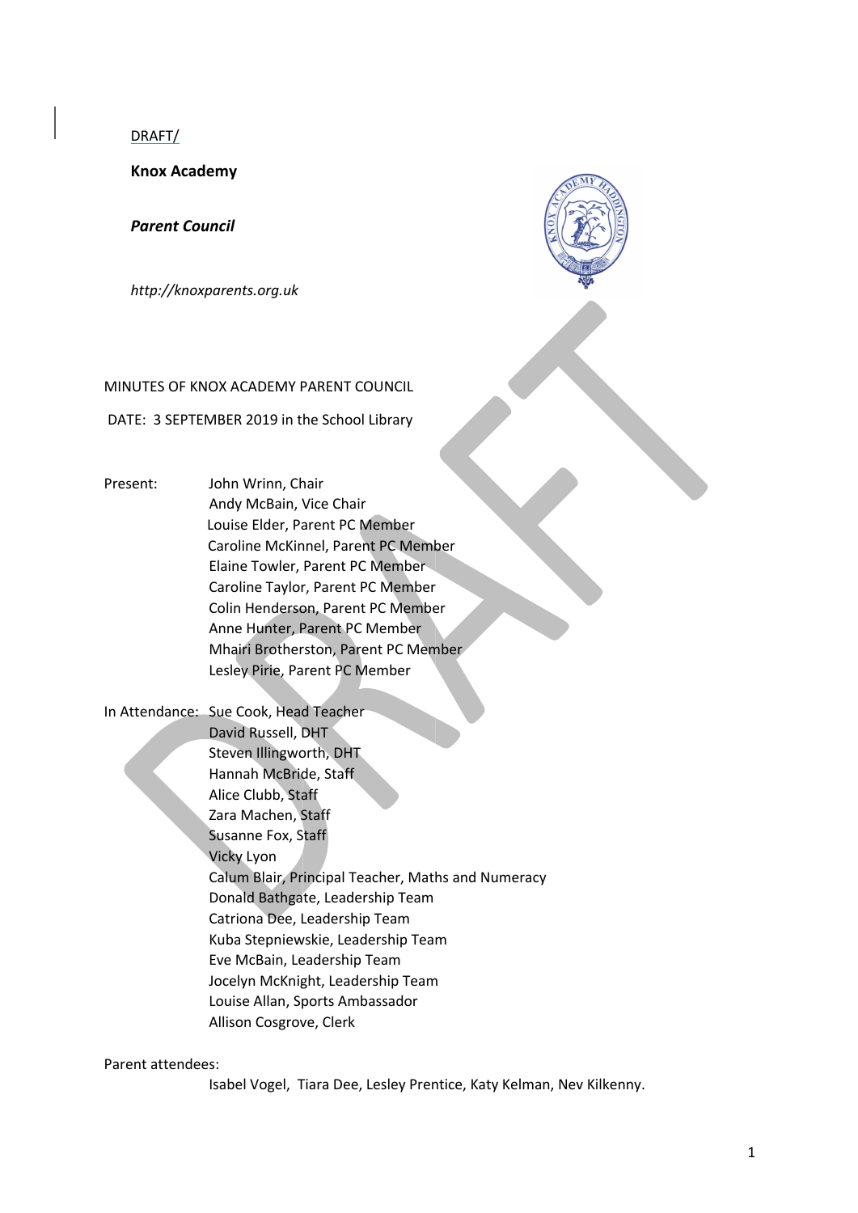DRAFT/

**Knox Academy**

***Parent Council***

*http://knoxparents.org.uk*

MINUTES OF KNOX ACADEMY PARENT COUNCIL

DATE: 3 SEPTEMBER 2019 in the School Library

Present:
- John Wrinn, Chair
- Andy McBain, Vice Chair
- Louise Elder, Parent PC Member
- Caroline McKinnel, Parent PC Member
- Elaine Towler, Parent PC Member
- Caroline Taylor, Parent PC Member
- Colin Henderson, Parent PC Member
- Anne Hunter, Parent PC Member
- Mhairi Brotherston, Parent PC Member
- Lesley Pirie, Parent PC Member

In Attendance:
- Sue Cook, Head Teacher
- David Russell, DHT
- Steven Illingworth, DHT
- Hannah McBride, Staff
- Alice Clubb, Staff
- Zara Machen, Staff
- Susanne Fox, Staff
- Vicky Lyon
- Calum Blair, Principal Teacher, Maths and Numeracy
- Donald Bathgate, Leadership Team
- Catriona Dee, Leadership Team
- Kuba Stepniewskie, Leadership Team
- Eve McBain, Leadership Team
- Jocelyn McKnight, Leadership Team
- Louise Allan, Sports Ambassador
- Allison Cosgrove, Clerk

Parent attendees:

Isabel Vogel, Tiara Dee, Lesley Prentice, Katy Kelman, Nev Kilkenny.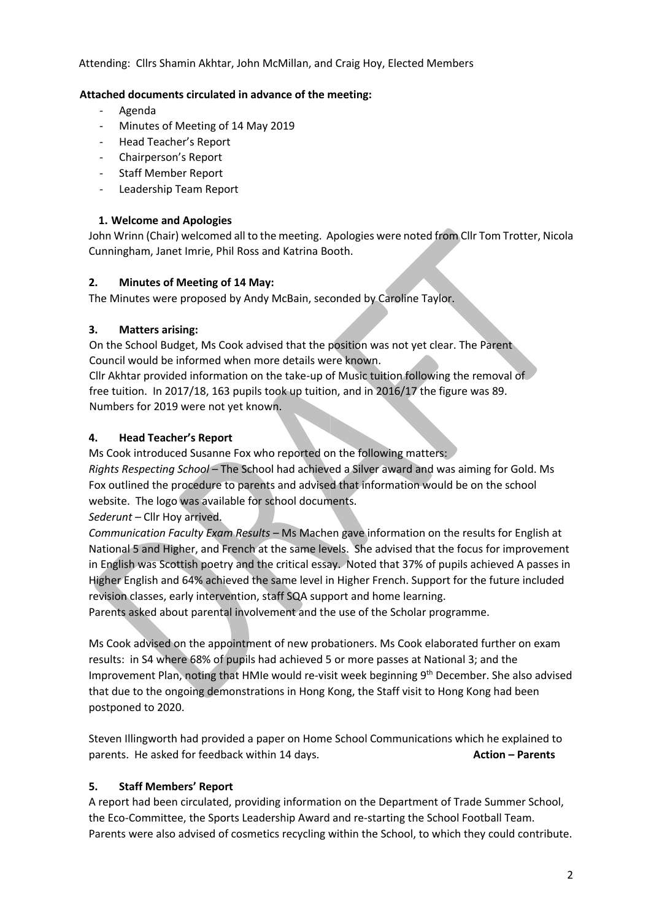Attending: Cllrs Shamin Akhtar, John McMillan, and Craig Hoy, Elected Members

**Attached documents circulated in advance of the meeting:**

- Agenda
- Minutes of Meeting of 14 May 2019
- Head Teacher's Report
- Chairperson's Report
- Staff Member Report
- Leadership Team Report

### 1. Welcome and Apologies

John Wrinn (Chair) welcomed all to the meeting. Apologies were noted from Cllr Tom Trotter, Nicola Cunningham, Janet Imrie, Phil Ross and Katrina Booth.

### 2. Minutes of Meeting of 14 May:

The Minutes were proposed by Andy McBain, seconded by Caroline Taylor.

### 3. Matters arising:

On the School Budget, Ms Cook advised that the position was not yet clear. The Parent Council would be informed when more details were known.

Cllr Akhtar provided information on the take-up of Music tuition following the removal of free tuition. In 2017/18, 163 pupils took up tuition, and in 2016/17 the figure was 89. Numbers for 2019 were not yet known.

### 4. Head Teacher's Report

Ms Cook introduced Susanne Fox who reported on the following matters:

*Rights Respecting School* – The School had achieved a Silver award and was aiming for Gold. Ms Fox outlined the procedure to parents and advised that information would be on the school website. The logo was available for school documents.

*Sederunt* – Cllr Hoy arrived.

*Communication Faculty Exam Results* – Ms Machen gave information on the results for English at National 5 and Higher, and French at the same levels. She advised that the focus for improvement in English was Scottish poetry and the critical essay. Noted that 37% of pupils achieved A passes in Higher English and 64% achieved the same level in Higher French. Support for the future included revision classes, early intervention, staff SQA support and home learning.

Parents asked about parental involvement and the use of the Scholar programme.

Ms Cook advised on the appointment of new probationers. Ms Cook elaborated further on exam results: in S4 where 68% of pupils had achieved 5 or more passes at National 3; and the Improvement Plan, noting that HMIe would re-visit week beginning 9th December. She also advised that due to the ongoing demonstrations in Hong Kong, the Staff visit to Hong Kong had been postponed to 2020.

Steven Illingworth had provided a paper on Home School Communications which he explained to parents. He asked for feedback within 14 days. **Action – Parents**

### 5. Staff Members' Report

A report had been circulated, providing information on the Department of Trade Summer School, the Eco-Committee, the Sports Leadership Award and re-starting the School Football Team. Parents were also advised of cosmetics recycling within the School, to which they could contribute.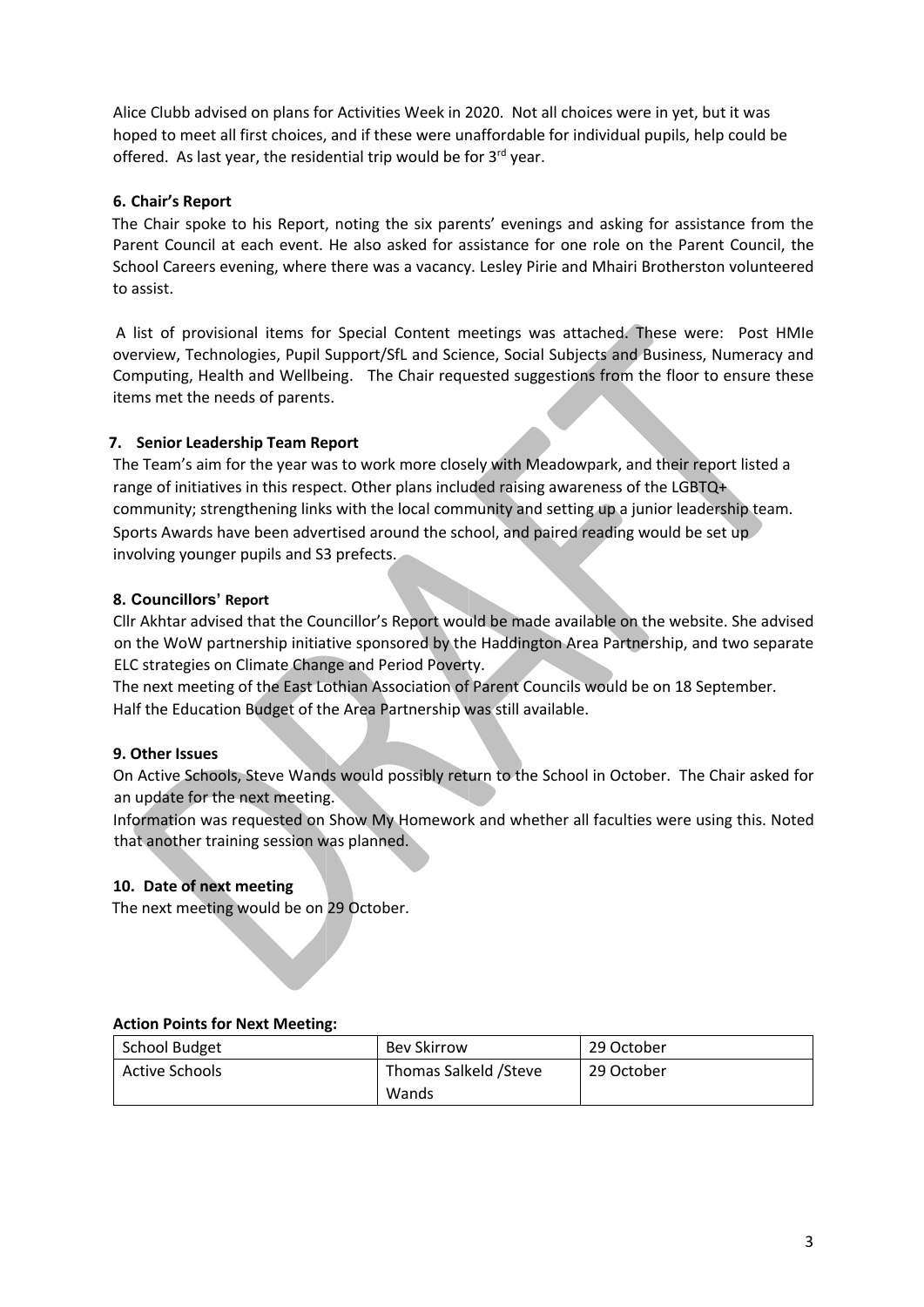Alice Clubb advised on plans for Activities Week in 2020. Not all choices were in yet, but it was hoped to meet all first choices, and if these were unaffordable for individual pupils, help could be offered. As last year, the residential trip would be for 3rd year.

### 6. Chair's Report

The Chair spoke to his Report, noting the six parents' evenings and asking for assistance from the Parent Council at each event. He also asked for assistance for one role on the Parent Council, the School Careers evening, where there was a vacancy. Lesley Pirie and Mhairi Brotherston volunteered to assist.

A list of provisional items for Special Content meetings was attached. These were: Post HMIe overview, Technologies, Pupil Support/SfL and Science, Social Subjects and Business, Numeracy and Computing, Health and Wellbeing. The Chair requested suggestions from the floor to ensure these items met the needs of parents.

### 7. Senior Leadership Team Report

The Team's aim for the year was to work more closely with Meadowpark, and their report listed a range of initiatives in this respect. Other plans included raising awareness of the LGBTQ+ community; strengthening links with the local community and setting up a junior leadership team. Sports Awards have been advertised around the school, and paired reading would be set up involving younger pupils and S3 prefects.

### 8. Councillors' Report

Cllr Akhtar advised that the Councillor's Report would be made available on the website. She advised on the WoW partnership initiative sponsored by the Haddington Area Partnership, and two separate ELC strategies on Climate Change and Period Poverty.

The next meeting of the East Lothian Association of Parent Councils would be on 18 September.

Half the Education Budget of the Area Partnership was still available.

### 9. Other Issues

On Active Schools, Steve Wands would possibly return to the School in October. The Chair asked for an update for the next meeting.

Information was requested on Show My Homework and whether all faculties were using this. Noted that another training session was planned.

### 10. Date of next meeting

The next meeting would be on 29 October.

**Action Points for Next Meeting:**

| School Budget | Bev Skirrow | 29 October |
|---|---|---|
| Active Schools | Thomas Salkeld /Steve Wands | 29 October |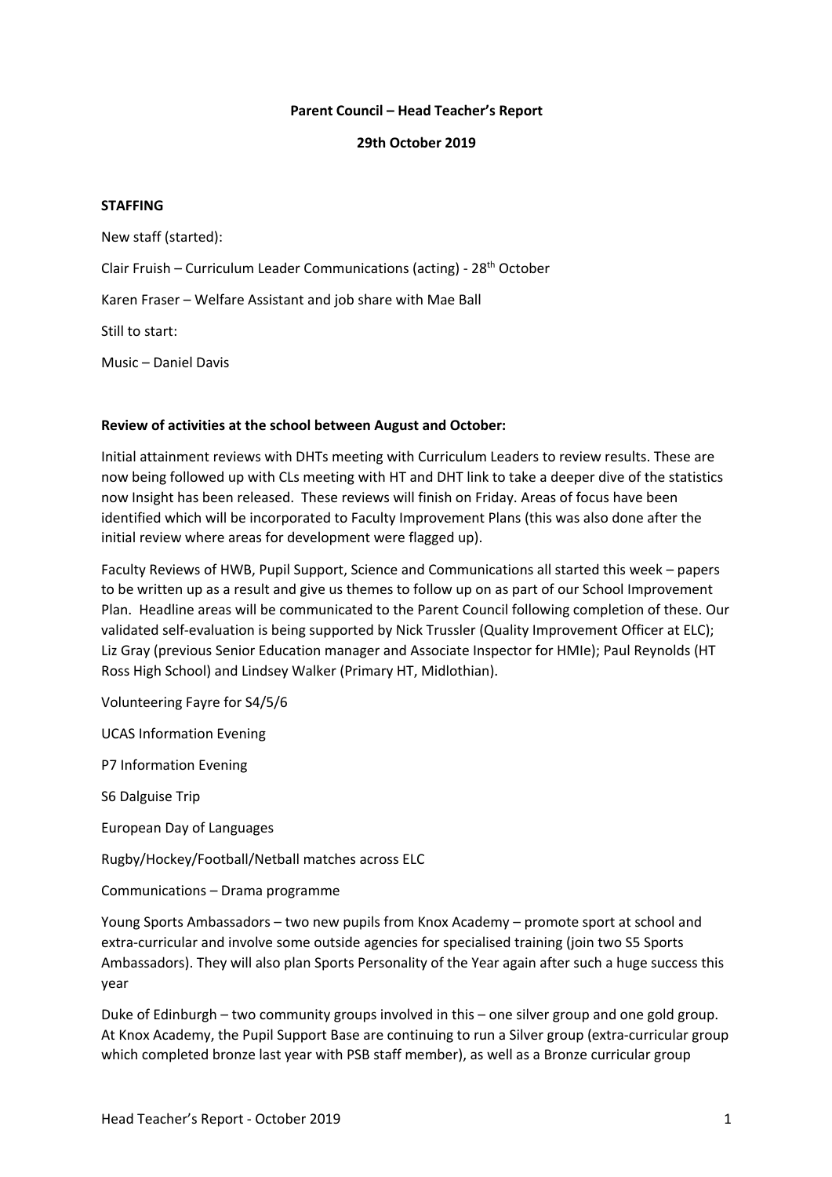**Parent Council – Head Teacher's Report**

**29th October 2019**

**STAFFING**

New staff (started):

Clair Fruish – Curriculum Leader Communications (acting) - 28th October

Karen Fraser – Welfare Assistant and job share with Mae Ball

Still to start:

Music – Daniel Davis

**Review of activities at the school between August and October:**

Initial attainment reviews with DHTs meeting with Curriculum Leaders to review results. These are now being followed up with CLs meeting with HT and DHT link to take a deeper dive of the statistics now Insight has been released. These reviews will finish on Friday. Areas of focus have been identified which will be incorporated to Faculty Improvement Plans (this was also done after the initial review where areas for development were flagged up).

Faculty Reviews of HWB, Pupil Support, Science and Communications all started this week – papers to be written up as a result and give us themes to follow up on as part of our School Improvement Plan. Headline areas will be communicated to the Parent Council following completion of these. Our validated self-evaluation is being supported by Nick Trussler (Quality Improvement Officer at ELC); Liz Gray (previous Senior Education manager and Associate Inspector for HMIe); Paul Reynolds (HT Ross High School) and Lindsey Walker (Primary HT, Midlothian).

Volunteering Fayre for S4/5/6

UCAS Information Evening

P7 Information Evening

S6 Dalguise Trip

European Day of Languages

Rugby/Hockey/Football/Netball matches across ELC

Communications – Drama programme

Young Sports Ambassadors – two new pupils from Knox Academy – promote sport at school and extra-curricular and involve some outside agencies for specialised training (join two S5 Sports Ambassadors). They will also plan Sports Personality of the Year again after such a huge success this year

Duke of Edinburgh – two community groups involved in this – one silver group and one gold group. At Knox Academy, the Pupil Support Base are continuing to run a Silver group (extra-curricular group which completed bronze last year with PSB staff member), as well as a Bronze curricular group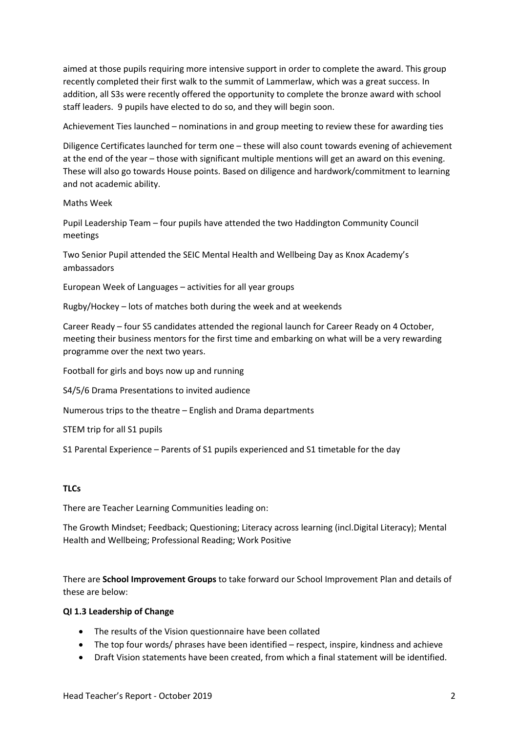aimed at those pupils requiring more intensive support in order to complete the award. This group recently completed their first walk to the summit of Lammerlaw, which was a great success. In addition, all S3s were recently offered the opportunity to complete the bronze award with school staff leaders. 9 pupils have elected to do so, and they will begin soon.

Achievement Ties launched – nominations in and group meeting to review these for awarding ties

Diligence Certificates launched for term one – these will also count towards evening of achievement at the end of the year – those with significant multiple mentions will get an award on this evening. These will also go towards House points. Based on diligence and hardwork/commitment to learning and not academic ability.

Maths Week

Pupil Leadership Team – four pupils have attended the two Haddington Community Council meetings

Two Senior Pupil attended the SEIC Mental Health and Wellbeing Day as Knox Academy's ambassadors

European Week of Languages – activities for all year groups

Rugby/Hockey – lots of matches both during the week and at weekends

Career Ready – four S5 candidates attended the regional launch for Career Ready on 4 October, meeting their business mentors for the first time and embarking on what will be a very rewarding programme over the next two years.

Football for girls and boys now up and running

S4/5/6 Drama Presentations to invited audience

Numerous trips to the theatre – English and Drama departments

STEM trip for all S1 pupils

S1 Parental Experience – Parents of S1 pupils experienced and S1 timetable for the day

**TLCs**

There are Teacher Learning Communities leading on:

The Growth Mindset; Feedback; Questioning; Literacy across learning (incl.Digital Literacy); Mental Health and Wellbeing; Professional Reading; Work Positive

There are **School Improvement Groups** to take forward our School Improvement Plan and details of these are below:

**QI 1.3 Leadership of Change**

- The results of the Vision questionnaire have been collated
- The top four words/ phrases have been identified – respect, inspire, kindness and achieve
- Draft Vision statements have been created, from which a final statement will be identified.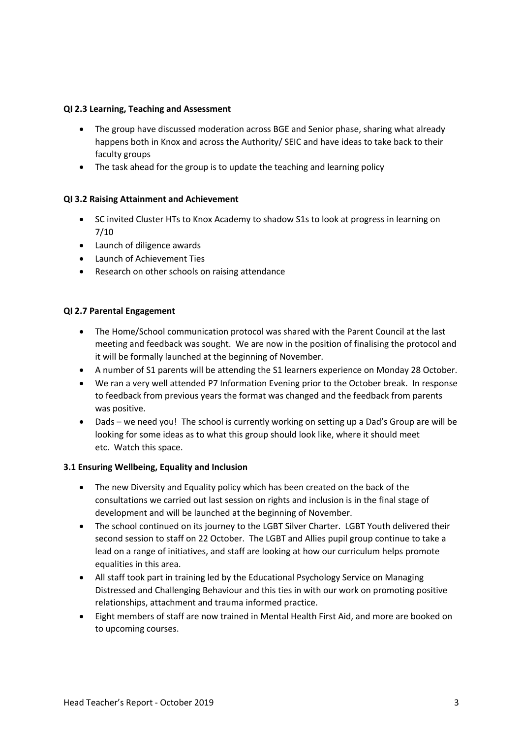**QI 2.3 Learning, Teaching and Assessment**

- The group have discussed moderation across BGE and Senior phase, sharing what already happens both in Knox and across the Authority/ SEIC and have ideas to take back to their faculty groups
- The task ahead for the group is to update the teaching and learning policy

**QI 3.2 Raising Attainment and Achievement**

- SC invited Cluster HTs to Knox Academy to shadow S1s to look at progress in learning on 7/10
- Launch of diligence awards
- Launch of Achievement Ties
- Research on other schools on raising attendance

**QI 2.7 Parental Engagement**

- The Home/School communication protocol was shared with the Parent Council at the last meeting and feedback was sought. We are now in the position of finalising the protocol and it will be formally launched at the beginning of November.
- A number of S1 parents will be attending the S1 learners experience on Monday 28 October.
- We ran a very well attended P7 Information Evening prior to the October break. In response to feedback from previous years the format was changed and the feedback from parents was positive.
- Dads – we need you! The school is currently working on setting up a Dad's Group are will be looking for some ideas as to what this group should look like, where it should meet etc. Watch this space.

**3.1 Ensuring Wellbeing, Equality and Inclusion**

- The new Diversity and Equality policy which has been created on the back of the consultations we carried out last session on rights and inclusion is in the final stage of development and will be launched at the beginning of November.
- The school continued on its journey to the LGBT Silver Charter. LGBT Youth delivered their second session to staff on 22 October. The LGBT and Allies pupil group continue to take a lead on a range of initiatives, and staff are looking at how our curriculum helps promote equalities in this area.
- All staff took part in training led by the Educational Psychology Service on Managing Distressed and Challenging Behaviour and this ties in with our work on promoting positive relationships, attachment and trauma informed practice.
- Eight members of staff are now trained in Mental Health First Aid, and more are booked on to upcoming courses.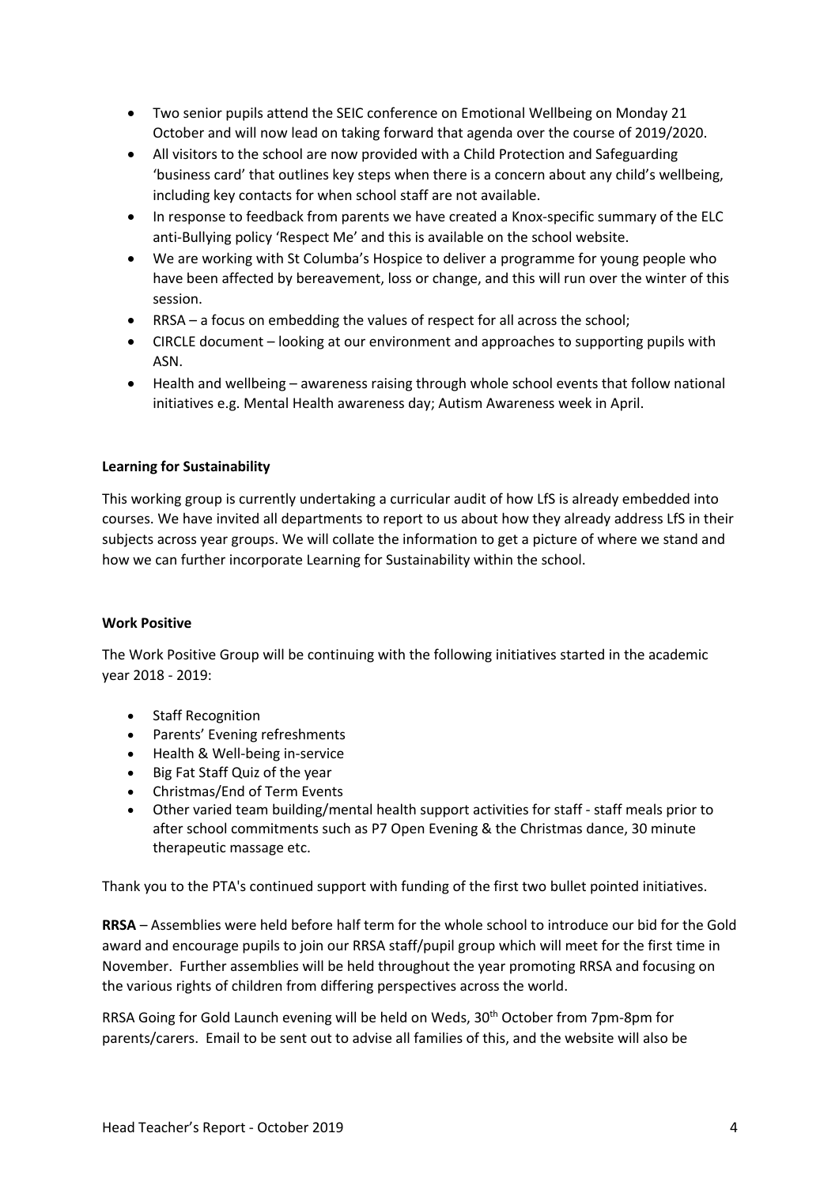- Two senior pupils attend the SEIC conference on Emotional Wellbeing on Monday 21 October and will now lead on taking forward that agenda over the course of 2019/2020.
- All visitors to the school are now provided with a Child Protection and Safeguarding 'business card' that outlines key steps when there is a concern about any child's wellbeing, including key contacts for when school staff are not available.
- In response to feedback from parents we have created a Knox-specific summary of the ELC anti-Bullying policy 'Respect Me' and this is available on the school website.
- We are working with St Columba's Hospice to deliver a programme for young people who have been affected by bereavement, loss or change, and this will run over the winter of this session.
- RRSA – a focus on embedding the values of respect for all across the school;
- CIRCLE document – looking at our environment and approaches to supporting pupils with ASN.
- Health and wellbeing – awareness raising through whole school events that follow national initiatives e.g. Mental Health awareness day; Autism Awareness week in April.

**Learning for Sustainability**

This working group is currently undertaking a curricular audit of how LfS is already embedded into courses. We have invited all departments to report to us about how they already address LfS in their subjects across year groups. We will collate the information to get a picture of where we stand and how we can further incorporate Learning for Sustainability within the school.

**Work Positive**

The Work Positive Group will be continuing with the following initiatives started in the academic year 2018 - 2019:

- Staff Recognition
- Parents' Evening refreshments
- Health & Well-being in-service
- Big Fat Staff Quiz of the year
- Christmas/End of Term Events
- Other varied team building/mental health support activities for staff - staff meals prior to after school commitments such as P7 Open Evening & the Christmas dance, 30 minute therapeutic massage etc.

Thank you to the PTA's continued support with funding of the first two bullet pointed initiatives.

**RRSA** – Assemblies were held before half term for the whole school to introduce our bid for the Gold award and encourage pupils to join our RRSA staff/pupil group which will meet for the first time in November. Further assemblies will be held throughout the year promoting RRSA and focusing on the various rights of children from differing perspectives across the world.

RRSA Going for Gold Launch evening will be held on Weds, 30th October from 7pm-8pm for parents/carers. Email to be sent out to advise all families of this, and the website will also be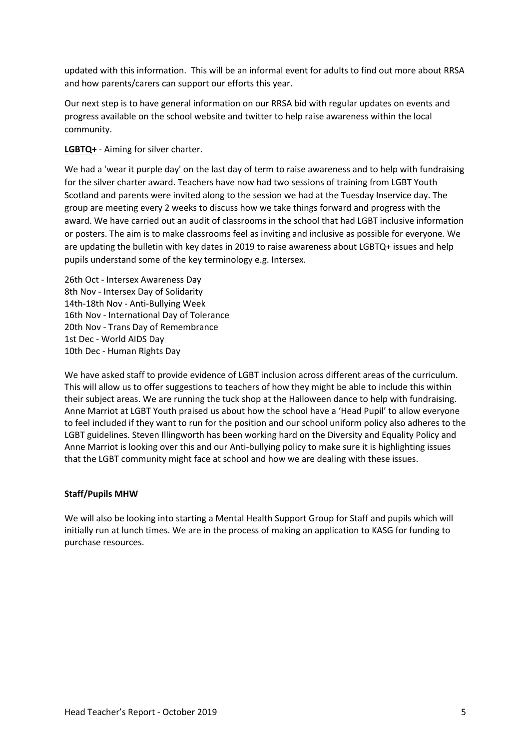updated with this information. This will be an informal event for adults to find out more about RRSA and how parents/carers can support our efforts this year.

Our next step is to have general information on our RRSA bid with regular updates on events and progress available on the school website and twitter to help raise awareness within the local community.

**LGBTQ+** - Aiming for silver charter.

We had a 'wear it purple day' on the last day of term to raise awareness and to help with fundraising for the silver charter award. Teachers have now had two sessions of training from LGBT Youth Scotland and parents were invited along to the session we had at the Tuesday Inservice day. The group are meeting every 2 weeks to discuss how we take things forward and progress with the award. We have carried out an audit of classrooms in the school that had LGBT inclusive information or posters. The aim is to make classrooms feel as inviting and inclusive as possible for everyone. We are updating the bulletin with key dates in 2019 to raise awareness about LGBTQ+ issues and help pupils understand some of the key terminology e.g. Intersex.

26th Oct - Intersex Awareness Day
8th Nov - Intersex Day of Solidarity
14th-18th Nov - Anti-Bullying Week
16th Nov - International Day of Tolerance
20th Nov - Trans Day of Remembrance
1st Dec - World AIDS Day
10th Dec - Human Rights Day

We have asked staff to provide evidence of LGBT inclusion across different areas of the curriculum. This will allow us to offer suggestions to teachers of how they might be able to include this within their subject areas. We are running the tuck shop at the Halloween dance to help with fundraising. Anne Marriot at LGBT Youth praised us about how the school have a 'Head Pupil' to allow everyone to feel included if they want to run for the position and our school uniform policy also adheres to the LGBT guidelines. Steven Illingworth has been working hard on the Diversity and Equality Policy and Anne Marriot is looking over this and our Anti-bullying policy to make sure it is highlighting issues that the LGBT community might face at school and how we are dealing with these issues.

**Staff/Pupils MHW**

We will also be looking into starting a Mental Health Support Group for Staff and pupils which will initially run at lunch times. We are in the process of making an application to KASG for funding to purchase resources.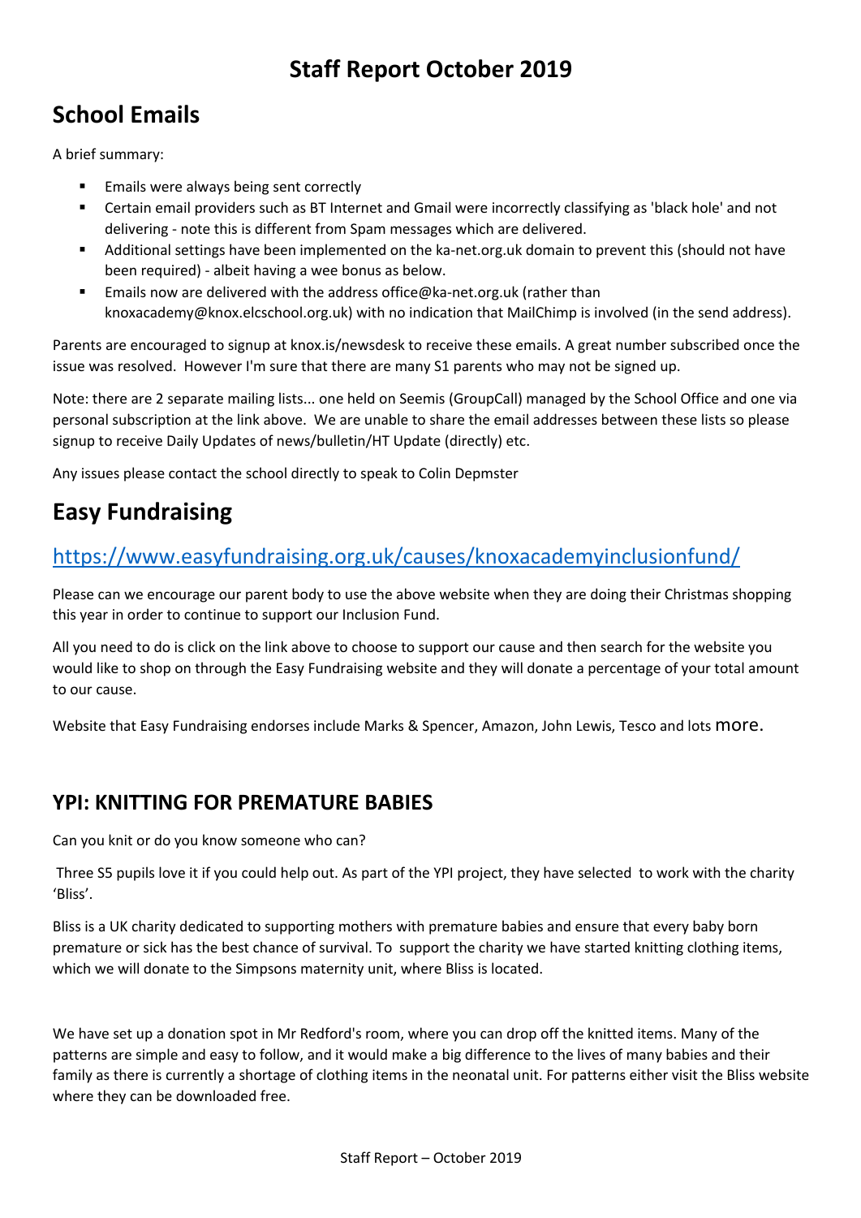# Staff Report October 2019

## School Emails

A brief summary:

- Emails were always being sent correctly
- Certain email providers such as BT Internet and Gmail were incorrectly classifying as 'black hole' and not delivering - note this is different from Spam messages which are delivered.
- Additional settings have been implemented on the ka-net.org.uk domain to prevent this (should not have been required) - albeit having a wee bonus as below.
- Emails now are delivered with the address office@ka-net.org.uk (rather than knoxacademy@knox.elcschool.org.uk) with no indication that MailChimp is involved (in the send address).

Parents are encouraged to signup at knox.is/newsdesk to receive these emails. A great number subscribed once the issue was resolved. However I'm sure that there are many S1 parents who may not be signed up.

Note: there are 2 separate mailing lists... one held on Seemis (GroupCall) managed by the School Office and one via personal subscription at the link above. We are unable to share the email addresses between these lists so please signup to receive Daily Updates of news/bulletin/HT Update (directly) etc.

Any issues please contact the school directly to speak to Colin Depmster

## Easy Fundraising

### https://www.easyfundraising.org.uk/causes/knoxacademyinclusionfund/

Please can we encourage our parent body to use the above website when they are doing their Christmas shopping this year in order to continue to support our Inclusion Fund.

All you need to do is click on the link above to choose to support our cause and then search for the website you would like to shop on through the Easy Fundraising website and they will donate a percentage of your total amount to our cause.

Website that Easy Fundraising endorses include Marks & Spencer, Amazon, John Lewis, Tesco and lots more.

### YPI: KNITTING FOR PREMATURE BABIES

Can you knit or do you know someone who can?

Three S5 pupils love it if you could help out. As part of the YPI project, they have selected to work with the charity 'Bliss'.

Bliss is a UK charity dedicated to supporting mothers with premature babies and ensure that every baby born premature or sick has the best chance of survival. To support the charity we have started knitting clothing items, which we will donate to the Simpsons maternity unit, where Bliss is located.

We have set up a donation spot in Mr Redford's room, where you can drop off the knitted items. Many of the patterns are simple and easy to follow, and it would make a big difference to the lives of many babies and their family as there is currently a shortage of clothing items in the neonatal unit. For patterns either visit the Bliss website where they can be downloaded free.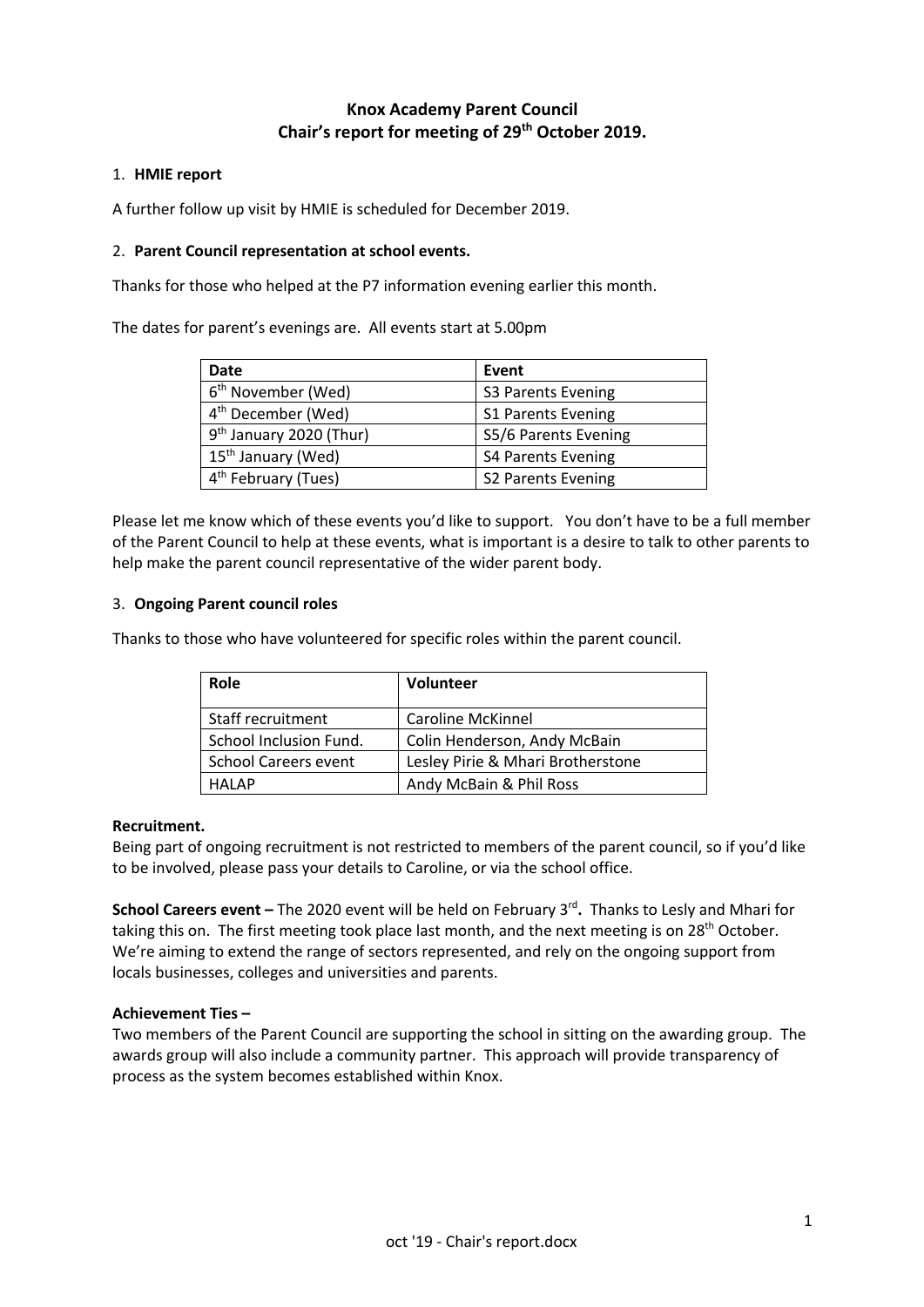# Knox Academy Parent Council
## Chair's report for meeting of 29th October 2019.

1. **HMIE report**

A further follow up visit by HMIE is scheduled for December 2019.

2. **Parent Council representation at school events.**

Thanks for those who helped at the P7 information evening earlier this month.

The dates for parent's evenings are. All events start at 5.00pm

| Date | Event |
|---|---|
| 6th November (Wed) | S3 Parents Evening |
| 4th December (Wed) | S1 Parents Evening |
| 9th January 2020 (Thur) | S5/6 Parents Evening |
| 15th January (Wed) | S4 Parents Evening |
| 4th February (Tues) | S2 Parents Evening |

Please let me know which of these events you'd like to support. You don't have to be a full member of the Parent Council to help at these events, what is important is a desire to talk to other parents to help make the parent council representative of the wider parent body.

3. **Ongoing Parent council roles**

Thanks to those who have volunteered for specific roles within the parent council.

| Role | Volunteer |
|---|---|
| Staff recruitment | Caroline McKinnel |
| School Inclusion Fund. | Colin Henderson, Andy McBain |
| School Careers event | Lesley Pirie & Mhari Brotherstone |
| HALAP | Andy McBain & Phil Ross |

**Recruitment.**
Being part of ongoing recruitment is not restricted to members of the parent council, so if you'd like to be involved, please pass your details to Caroline, or via the school office.

**School Careers event –** The 2020 event will be held on February 3rd**.** Thanks to Lesly and Mhari for taking this on. The first meeting took place last month, and the next meeting is on 28th October. We're aiming to extend the range of sectors represented, and rely on the ongoing support from locals businesses, colleges and universities and parents.

**Achievement Ties –**
Two members of the Parent Council are supporting the school in sitting on the awarding group. The awards group will also include a community partner. This approach will provide transparency of process as the system becomes established within Knox.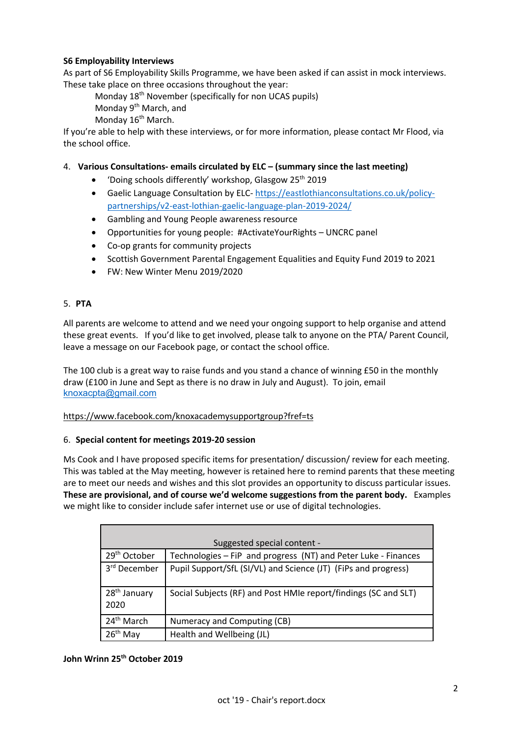**S6 Employability Interviews**

As part of S6 Employability Skills Programme, we have been asked if can assist in mock interviews. These take place on three occasions throughout the year:

Monday 18th November (specifically for non UCAS pupils)
Monday 9th March, and
Monday 16th March.

If you're able to help with these interviews, or for more information, please contact Mr Flood, via the school office.

4. **Various Consultations- emails circulated by ELC – (summary since the last meeting)**
   - 'Doing schools differently' workshop, Glasgow 25th 2019
   - Gaelic Language Consultation by ELC- https://eastlothianconsultations.co.uk/policy-partnerships/v2-east-lothian-gaelic-language-plan-2019-2024/
   - Gambling and Young People awareness resource
   - Opportunities for young people: #ActivateYourRights – UNCRC panel
   - Co-op grants for community projects
   - Scottish Government Parental Engagement Equalities and Equity Fund 2019 to 2021
   - FW: New Winter Menu 2019/2020

5. **PTA**

All parents are welcome to attend and we need your ongoing support to help organise and attend these great events. If you'd like to get involved, please talk to anyone on the PTA/ Parent Council, leave a message on our Facebook page, or contact the school office.

The 100 club is a great way to raise funds and you stand a chance of winning £50 in the monthly draw (£100 in June and Sept as there is no draw in July and August). To join, email knoxacpta@gmail.com

https://www.facebook.com/knoxacademysupportgroup?fref=ts

6. **Special content for meetings 2019-20 session**

Ms Cook and I have proposed specific items for presentation/ discussion/ review for each meeting. This was tabled at the May meeting, however is retained here to remind parents that these meeting are to meet our needs and wishes and this slot provides an opportunity to discuss particular issues. **These are provisional, and of course we'd welcome suggestions from the parent body.** Examples we might like to consider include safer internet use or use of digital technologies.

| Suggested special content - | |
|---|---|
| 29th October | Technologies – FiP and progress (NT) and Peter Luke - Finances |
| 3rd December | Pupil Support/SfL (SI/VL) and Science (JT) (FiPs and progress) |
| 28th January 2020 | Social Subjects (RF) and Post HMIe report/findings (SC and SLT) |
| 24th March | Numeracy and Computing (CB) |
| 26th May | Health and Wellbeing (JL) |

**John Wrinn 25th October 2019**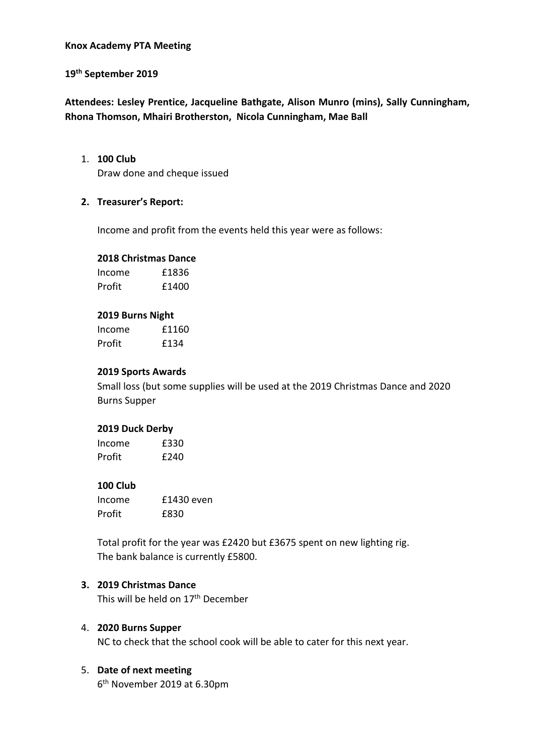**Knox Academy PTA Meeting**

**19th September 2019**

**Attendees: Lesley Prentice, Jacqueline Bathgate, Alison Munro (mins), Sally Cunningham, Rhona Thomson, Mhairi Brotherston, Nicola Cunningham, Mae Ball**

1. **100 Club**
   Draw done and cheque issued

2. **Treasurer's Report:**

   Income and profit from the events held this year were as follows:

   **2018 Christmas Dance**
   Income £1836
   Profit £1400

   **2019 Burns Night**
   Income £1160
   Profit £134

   **2019 Sports Awards**
   Small loss (but some supplies will be used at the 2019 Christmas Dance and 2020 Burns Supper

   **2019 Duck Derby**
   Income £330
   Profit £240

   **100 Club**
   Income £1430 even
   Profit £830

   Total profit for the year was £2420 but £3675 spent on new lighting rig.
   The bank balance is currently £5800.

3. **2019 Christmas Dance**
   This will be held on 17th December

4. **2020 Burns Supper**
   NC to check that the school cook will be able to cater for this next year.

5. **Date of next meeting**
   6th November 2019 at 6.30pm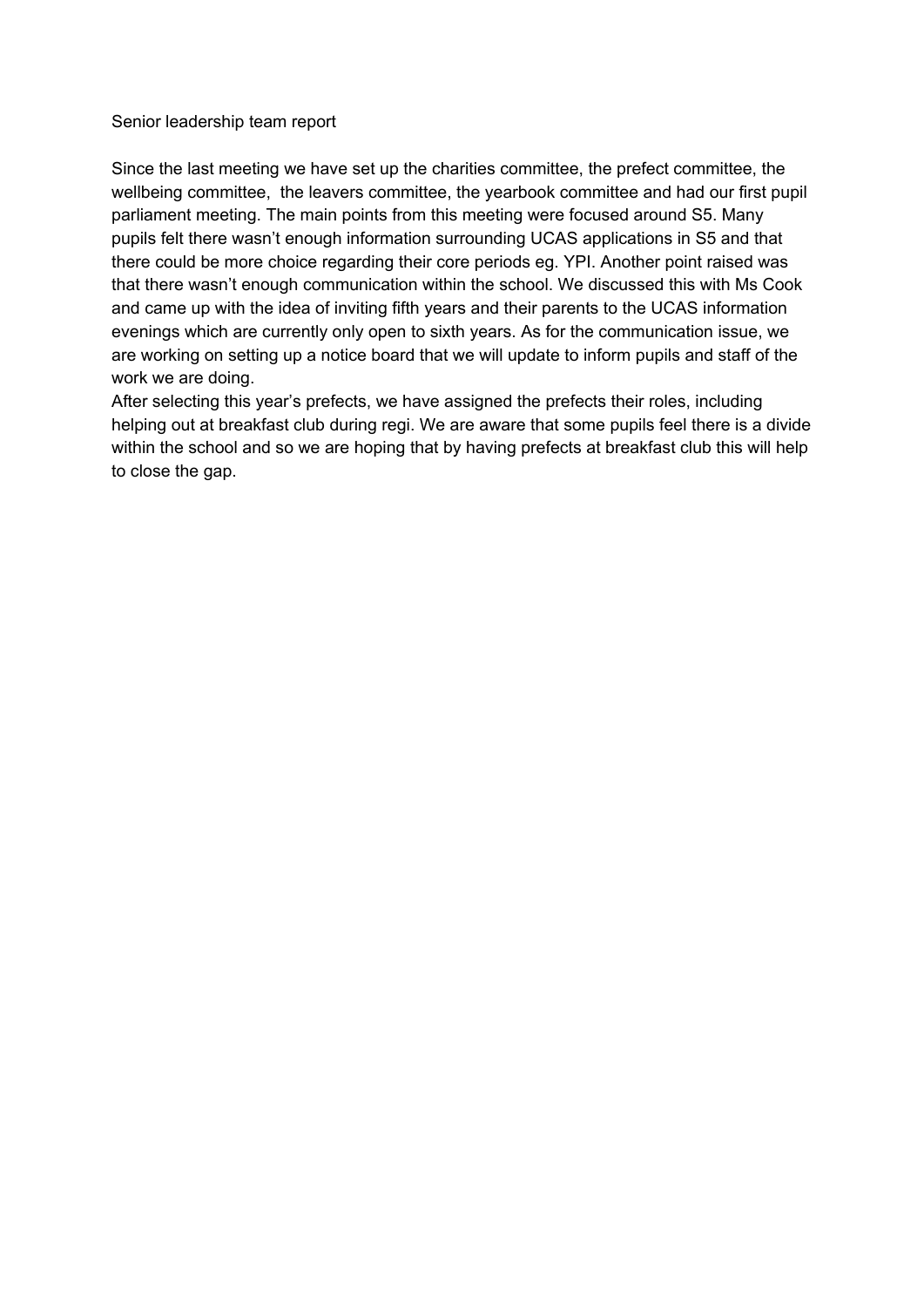## Senior leadership team report

Since the last meeting we have set up the charities committee, the prefect committee, the wellbeing committee, the leavers committee, the yearbook committee and had our first pupil parliament meeting. The main points from this meeting were focused around S5. Many pupils felt there wasn't enough information surrounding UCAS applications in S5 and that there could be more choice regarding their core periods eg. YPI. Another point raised was that there wasn't enough communication within the school. We discussed this with Ms Cook and came up with the idea of inviting fifth years and their parents to the UCAS information evenings which are currently only open to sixth years. As for the communication issue, we are working on setting up a notice board that we will update to inform pupils and staff of the work we are doing.

After selecting this year's prefects, we have assigned the prefects their roles, including helping out at breakfast club during regi. We are aware that some pupils feel there is a divide within the school and so we are hoping that by having prefects at breakfast club this will help to close the gap.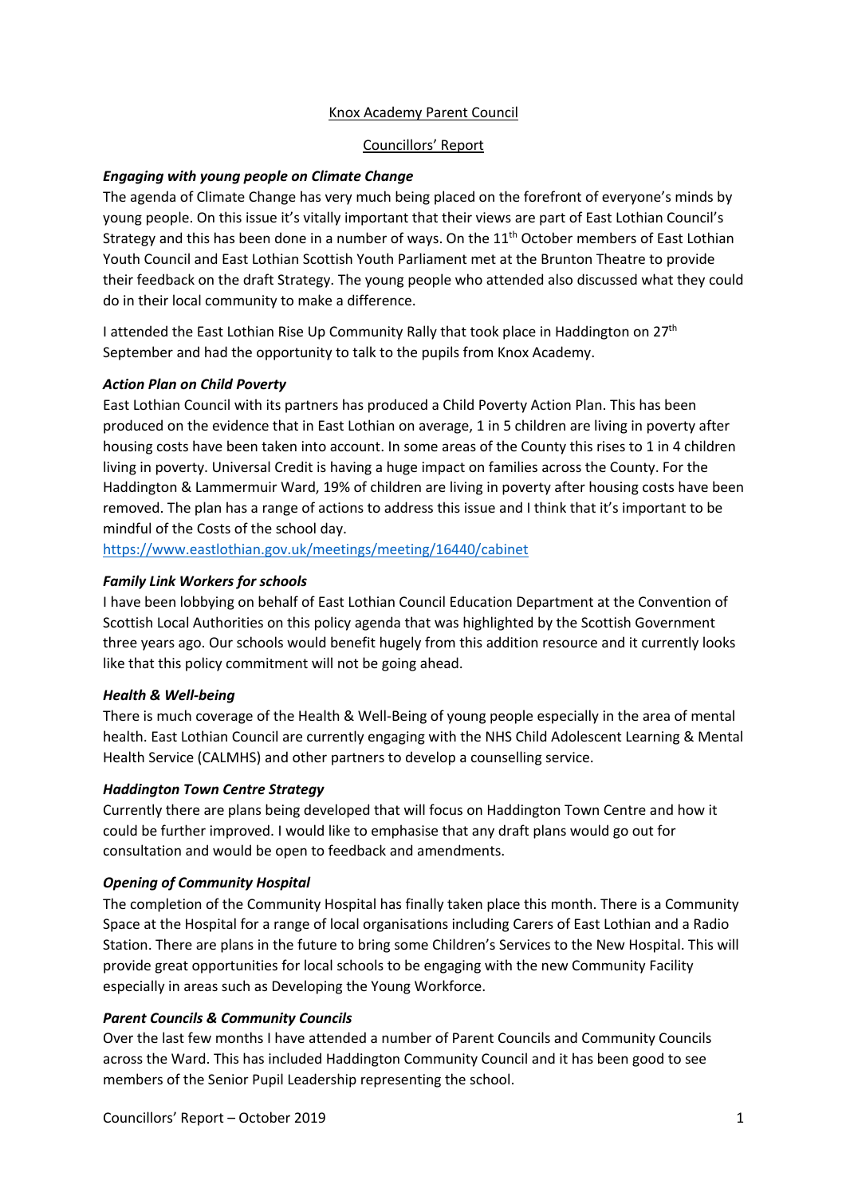Knox Academy Parent Council

Councillors' Report

***Engaging with young people on Climate Change***

The agenda of Climate Change has very much being placed on the forefront of everyone's minds by young people. On this issue it's vitally important that their views are part of East Lothian Council's Strategy and this has been done in a number of ways. On the 11th October members of East Lothian Youth Council and East Lothian Scottish Youth Parliament met at the Brunton Theatre to provide their feedback on the draft Strategy. The young people who attended also discussed what they could do in their local community to make a difference.

I attended the East Lothian Rise Up Community Rally that took place in Haddington on 27th September and had the opportunity to talk to the pupils from Knox Academy.

***Action Plan on Child Poverty***

East Lothian Council with its partners has produced a Child Poverty Action Plan. This has been produced on the evidence that in East Lothian on average, 1 in 5 children are living in poverty after housing costs have been taken into account. In some areas of the County this rises to 1 in 4 children living in poverty. Universal Credit is having a huge impact on families across the County. For the Haddington & Lammermuir Ward, 19% of children are living in poverty after housing costs have been removed. The plan has a range of actions to address this issue and I think that it's important to be mindful of the Costs of the school day.
https://www.eastlothian.gov.uk/meetings/meeting/16440/cabinet

***Family Link Workers for schools***

I have been lobbying on behalf of East Lothian Council Education Department at the Convention of Scottish Local Authorities on this policy agenda that was highlighted by the Scottish Government three years ago. Our schools would benefit hugely from this addition resource and it currently looks like that this policy commitment will not be going ahead.

***Health & Well-being***

There is much coverage of the Health & Well-Being of young people especially in the area of mental health. East Lothian Council are currently engaging with the NHS Child Adolescent Learning & Mental Health Service (CALMHS) and other partners to develop a counselling service.

***Haddington Town Centre Strategy***

Currently there are plans being developed that will focus on Haddington Town Centre and how it could be further improved. I would like to emphasise that any draft plans would go out for consultation and would be open to feedback and amendments.

***Opening of Community Hospital***

The completion of the Community Hospital has finally taken place this month. There is a Community Space at the Hospital for a range of local organisations including Carers of East Lothian and a Radio Station. There are plans in the future to bring some Children's Services to the New Hospital. This will provide great opportunities for local schools to be engaging with the new Community Facility especially in areas such as Developing the Young Workforce.

***Parent Councils & Community Councils***

Over the last few months I have attended a number of Parent Councils and Community Councils across the Ward. This has included Haddington Community Council and it has been good to see members of the Senior Pupil Leadership representing the school.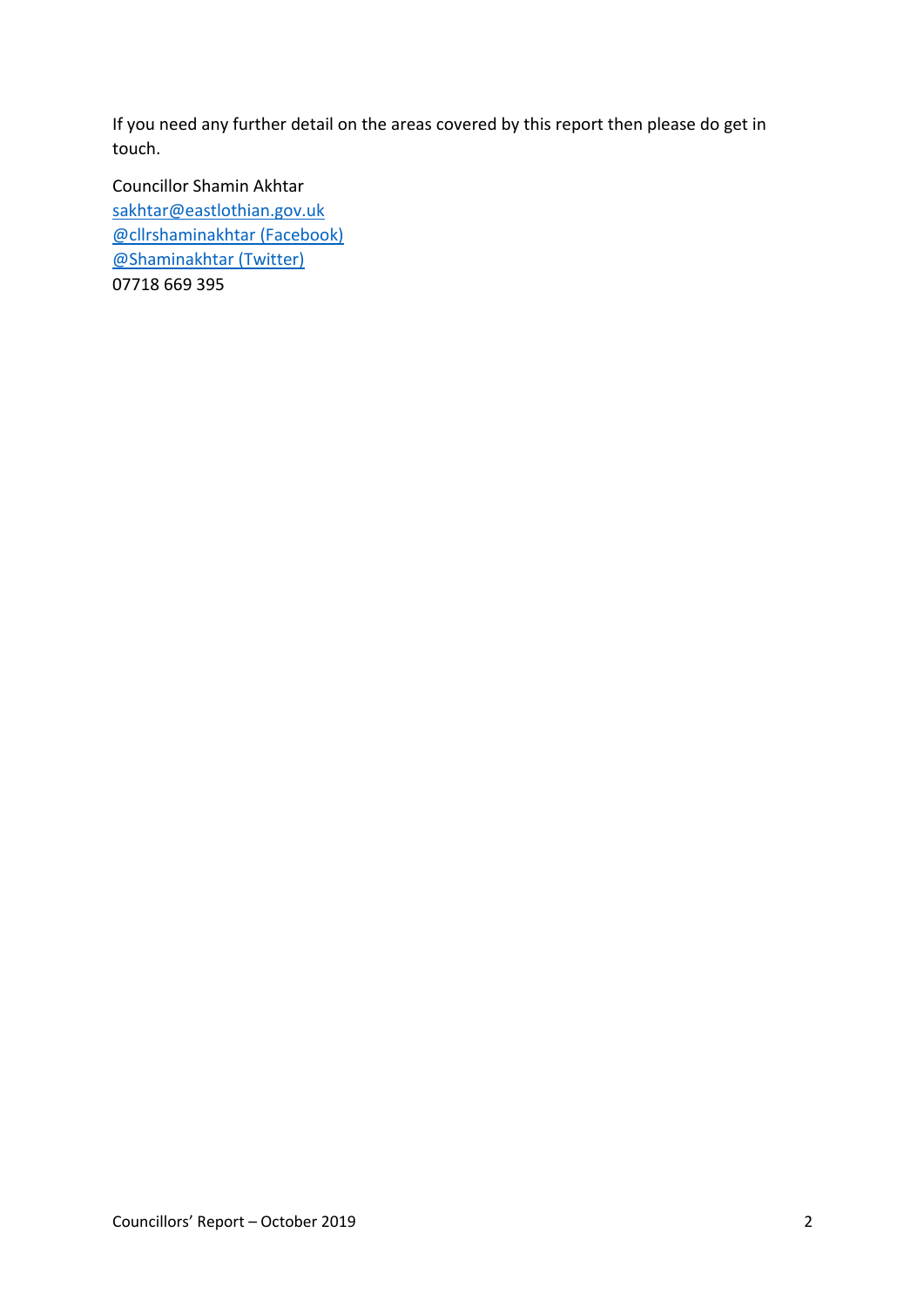If you need any further detail on the areas covered by this report then please do get in touch.

Councillor Shamin Akhtar
sakhtar@eastlothian.gov.uk
@cllrshaminakhtar (Facebook)
@Shaminakhtar (Twitter)
07718 669 395